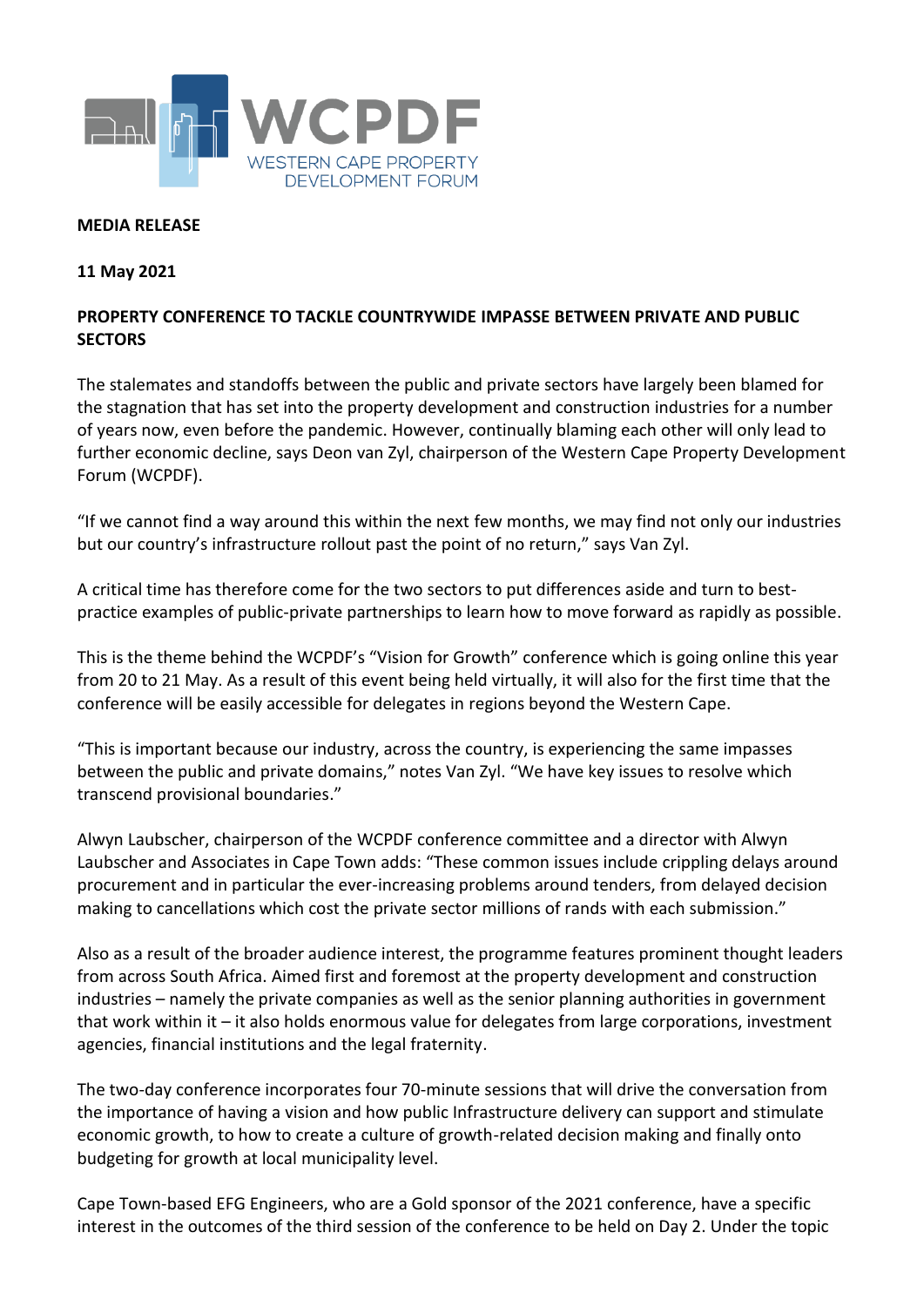WCPDF
WESTERN CAPE PROPERTY DEVELOPMENT FORUM

**MEDIA RELEASE**

**11 May 2021**

**PROPERTY CONFERENCE TO TACKLE COUNTRYWIDE IMPASSE BETWEEN PRIVATE AND PUBLIC SECTORS**

The stalemates and standoffs between the public and private sectors have largely been blamed for the stagnation that has set into the property development and construction industries for a number of years now, even before the pandemic. However, continually blaming each other will only lead to further economic decline, says Deon van Zyl, chairperson of the Western Cape Property Development Forum (WCPDF).

"If we cannot find a way around this within the next few months, we may find not only our industries but our country's infrastructure rollout past the point of no return," says Van Zyl.

A critical time has therefore come for the two sectors to put differences aside and turn to best-practice examples of public-private partnerships to learn how to move forward as rapidly as possible.

This is the theme behind the WCPDF's "Vision for Growth" conference which is going online this year from 20 to 21 May. As a result of this event being held virtually, it will also for the first time that the conference will be easily accessible for delegates in regions beyond the Western Cape.

"This is important because our industry, across the country, is experiencing the same impasses between the public and private domains," notes Van Zyl. "We have key issues to resolve which transcend provisional boundaries."

Alwyn Laubscher, chairperson of the WCPDF conference committee and a director with Alwyn Laubscher and Associates in Cape Town adds: "These common issues include crippling delays around procurement and in particular the ever-increasing problems around tenders, from delayed decision making to cancellations which cost the private sector millions of rands with each submission."

Also as a result of the broader audience interest, the programme features prominent thought leaders from across South Africa. Aimed first and foremost at the property development and construction industries – namely the private companies as well as the senior planning authorities in government that work within it – it also holds enormous value for delegates from large corporations, investment agencies, financial institutions and the legal fraternity.

The two-day conference incorporates four 70-minute sessions that will drive the conversation from the importance of having a vision and how public Infrastructure delivery can support and stimulate economic growth, to how to create a culture of growth-related decision making and finally onto budgeting for growth at local municipality level.

Cape Town-based EFG Engineers, who are a Gold sponsor of the 2021 conference, have a specific interest in the outcomes of the third session of the conference to be held on Day 2. Under the topic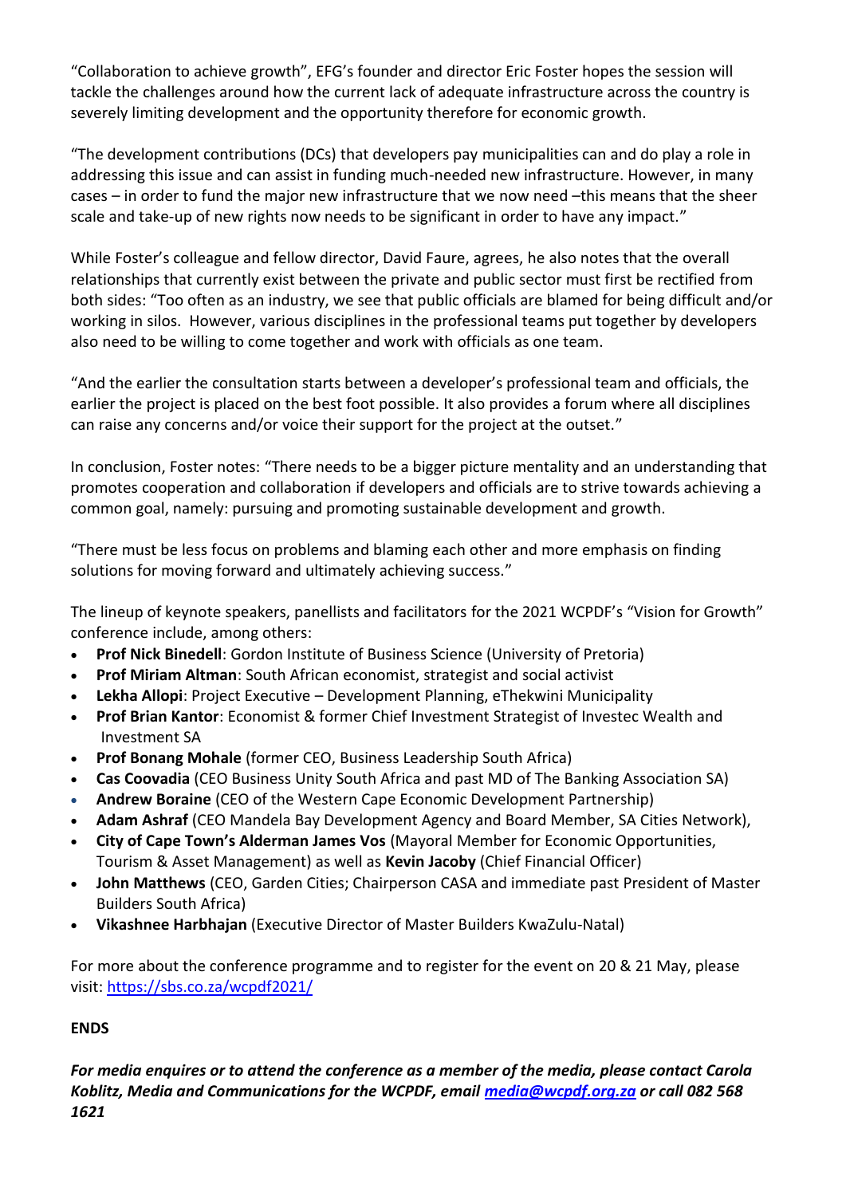"Collaboration to achieve growth", EFG's founder and director Eric Foster hopes the session will tackle the challenges around how the current lack of adequate infrastructure across the country is severely limiting development and the opportunity therefore for economic growth.

"The development contributions (DCs) that developers pay municipalities can and do play a role in addressing this issue and can assist in funding much-needed new infrastructure. However, in many cases – in order to fund the major new infrastructure that we now need –this means that the sheer scale and take-up of new rights now needs to be significant in order to have any impact."

While Foster's colleague and fellow director, David Faure, agrees, he also notes that the overall relationships that currently exist between the private and public sector must first be rectified from both sides: "Too often as an industry, we see that public officials are blamed for being difficult and/or working in silos. However, various disciplines in the professional teams put together by developers also need to be willing to come together and work with officials as one team.

"And the earlier the consultation starts between a developer's professional team and officials, the earlier the project is placed on the best foot possible. It also provides a forum where all disciplines can raise any concerns and/or voice their support for the project at the outset."

In conclusion, Foster notes: "There needs to be a bigger picture mentality and an understanding that promotes cooperation and collaboration if developers and officials are to strive towards achieving a common goal, namely: pursuing and promoting sustainable development and growth.

"There must be less focus on problems and blaming each other and more emphasis on finding solutions for moving forward and ultimately achieving success."

The lineup of keynote speakers, panellists and facilitators for the 2021 WCPDF's "Vision for Growth" conference include, among others:

- **Prof Nick Binedell**: Gordon Institute of Business Science (University of Pretoria)
- **Prof Miriam Altman**: South African economist, strategist and social activist
- **Lekha Allopi**: Project Executive – Development Planning, eThekwini Municipality
- **Prof Brian Kantor**: Economist & former Chief Investment Strategist of Investec Wealth and Investment SA
- **Prof Bonang Mohale** (former CEO, Business Leadership South Africa)
- **Cas Coovadia** (CEO Business Unity South Africa and past MD of The Banking Association SA)
- **Andrew Boraine** (CEO of the Western Cape Economic Development Partnership)
- **Adam Ashraf** (CEO Mandela Bay Development Agency and Board Member, SA Cities Network),
- **City of Cape Town's Alderman James Vos** (Mayoral Member for Economic Opportunities, Tourism & Asset Management) as well as **Kevin Jacoby** (Chief Financial Officer)
- **John Matthews** (CEO, Garden Cities; Chairperson CASA and immediate past President of Master Builders South Africa)
- **Vikashnee Harbhajan** (Executive Director of Master Builders KwaZulu-Natal)

For more about the conference programme and to register for the event on 20 & 21 May, please visit: https://sbs.co.za/wcpdf2021/

**ENDS**

***For media enquires or to attend the conference as a member of the media, please contact Carola Koblitz, Media and Communications for the WCPDF, email media@wcpdf.org.za or call 082 568 1621***